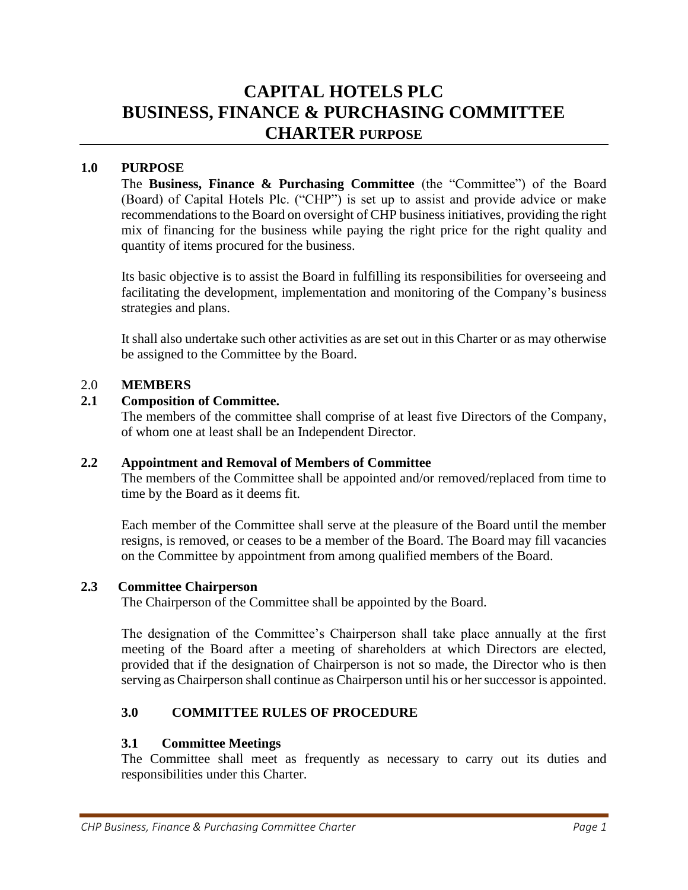# CAPITAL HOTELS PLC
# BUSINESS, FINANCE & PURCHASING COMMITTEE
# CHARTER PURPOSE

## 1.0 PURPOSE

The **Business, Finance & Purchasing Committee** (the "Committee") of the Board (Board) of Capital Hotels Plc. ("CHP") is set up to assist and provide advice or make recommendations to the Board on oversight of CHP business initiatives, providing the right mix of financing for the business while paying the right price for the right quality and quantity of items procured for the business.

Its basic objective is to assist the Board in fulfilling its responsibilities for overseeing and facilitating the development, implementation and monitoring of the Company's business strategies and plans.

It shall also undertake such other activities as are set out in this Charter or as may otherwise be assigned to the Committee by the Board.

## 2.0 MEMBERS

### 2.1 Composition of Committee.

The members of the committee shall comprise of at least five Directors of the Company, of whom one at least shall be an Independent Director.

### 2.2 Appointment and Removal of Members of Committee

The members of the Committee shall be appointed and/or removed/replaced from time to time by the Board as it deems fit.

Each member of the Committee shall serve at the pleasure of the Board until the member resigns, is removed, or ceases to be a member of the Board. The Board may fill vacancies on the Committee by appointment from among qualified members of the Board.

### 2.3 Committee Chairperson

The Chairperson of the Committee shall be appointed by the Board.

The designation of the Committee's Chairperson shall take place annually at the first meeting of the Board after a meeting of shareholders at which Directors are elected, provided that if the designation of Chairperson is not so made, the Director who is then serving as Chairperson shall continue as Chairperson until his or her successor is appointed.

## 3.0 COMMITTEE RULES OF PROCEDURE

### 3.1 Committee Meetings

The Committee shall meet as frequently as necessary to carry out its duties and responsibilities under this Charter.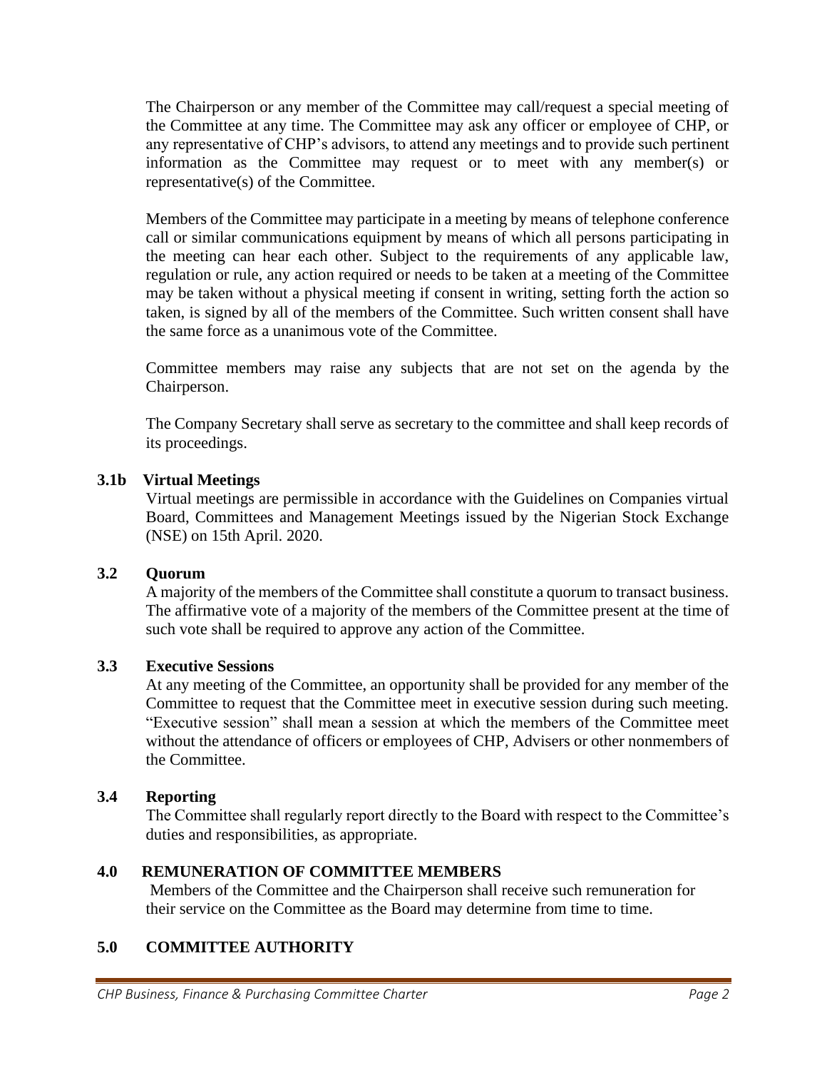The Chairperson or any member of the Committee may call/request a special meeting of the Committee at any time. The Committee may ask any officer or employee of CHP, or any representative of CHP's advisors, to attend any meetings and to provide such pertinent information as the Committee may request or to meet with any member(s) or representative(s) of the Committee.

Members of the Committee may participate in a meeting by means of telephone conference call or similar communications equipment by means of which all persons participating in the meeting can hear each other. Subject to the requirements of any applicable law, regulation or rule, any action required or needs to be taken at a meeting of the Committee may be taken without a physical meeting if consent in writing, setting forth the action so taken, is signed by all of the members of the Committee. Such written consent shall have the same force as a unanimous vote of the Committee.

Committee members may raise any subjects that are not set on the agenda by the Chairperson.

The Company Secretary shall serve as secretary to the committee and shall keep records of its proceedings.

**3.1b Virtual Meetings**

Virtual meetings are permissible in accordance with the Guidelines on Companies virtual Board, Committees and Management Meetings issued by the Nigerian Stock Exchange (NSE) on 15th April. 2020.

**3.2 Quorum**

A majority of the members of the Committee shall constitute a quorum to transact business. The affirmative vote of a majority of the members of the Committee present at the time of such vote shall be required to approve any action of the Committee.

**3.3 Executive Sessions**

At any meeting of the Committee, an opportunity shall be provided for any member of the Committee to request that the Committee meet in executive session during such meeting. "Executive session" shall mean a session at which the members of the Committee meet without the attendance of officers or employees of CHP, Advisers or other nonmembers of the Committee.

**3.4 Reporting**

The Committee shall regularly report directly to the Board with respect to the Committee's duties and responsibilities, as appropriate.

## 4.0 REMUNERATION OF COMMITTEE MEMBERS

Members of the Committee and the Chairperson shall receive such remuneration for their service on the Committee as the Board may determine from time to time.

## 5.0 COMMITTEE AUTHORITY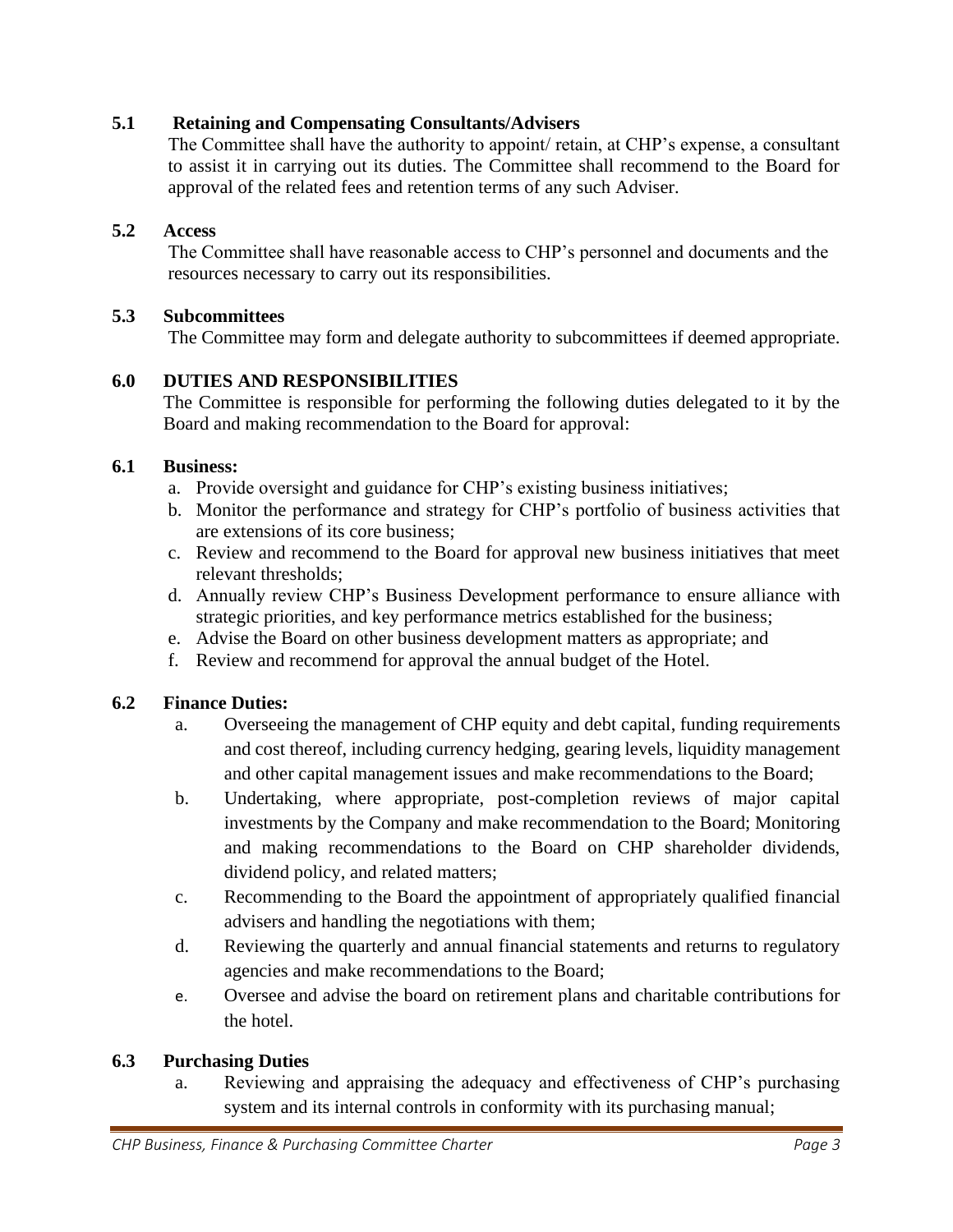### 5.1 Retaining and Compensating Consultants/Advisers

The Committee shall have the authority to appoint/ retain, at CHP's expense, a consultant to assist it in carrying out its duties. The Committee shall recommend to the Board for approval of the related fees and retention terms of any such Adviser.

### 5.2 Access

The Committee shall have reasonable access to CHP's personnel and documents and the resources necessary to carry out its responsibilities.

### 5.3 Subcommittees

The Committee may form and delegate authority to subcommittees if deemed appropriate.

## 6.0 DUTIES AND RESPONSIBILITIES

The Committee is responsible for performing the following duties delegated to it by the Board and making recommendation to the Board for approval:

### 6.1 Business:

a. Provide oversight and guidance for CHP's existing business initiatives;
b. Monitor the performance and strategy for CHP's portfolio of business activities that are extensions of its core business;
c. Review and recommend to the Board for approval new business initiatives that meet relevant thresholds;
d. Annually review CHP's Business Development performance to ensure alliance with strategic priorities, and key performance metrics established for the business;
e. Advise the Board on other business development matters as appropriate; and
f. Review and recommend for approval the annual budget of the Hotel.

### 6.2 Finance Duties:

a. Overseeing the management of CHP equity and debt capital, funding requirements and cost thereof, including currency hedging, gearing levels, liquidity management and other capital management issues and make recommendations to the Board;
b. Undertaking, where appropriate, post-completion reviews of major capital investments by the Company and make recommendation to the Board; Monitoring and making recommendations to the Board on CHP shareholder dividends, dividend policy, and related matters;
c. Recommending to the Board the appointment of appropriately qualified financial advisers and handling the negotiations with them;
d. Reviewing the quarterly and annual financial statements and returns to regulatory agencies and make recommendations to the Board;
e. Oversee and advise the board on retirement plans and charitable contributions for the hotel.

### 6.3 Purchasing Duties

a. Reviewing and appraising the adequacy and effectiveness of CHP's purchasing system and its internal controls in conformity with its purchasing manual;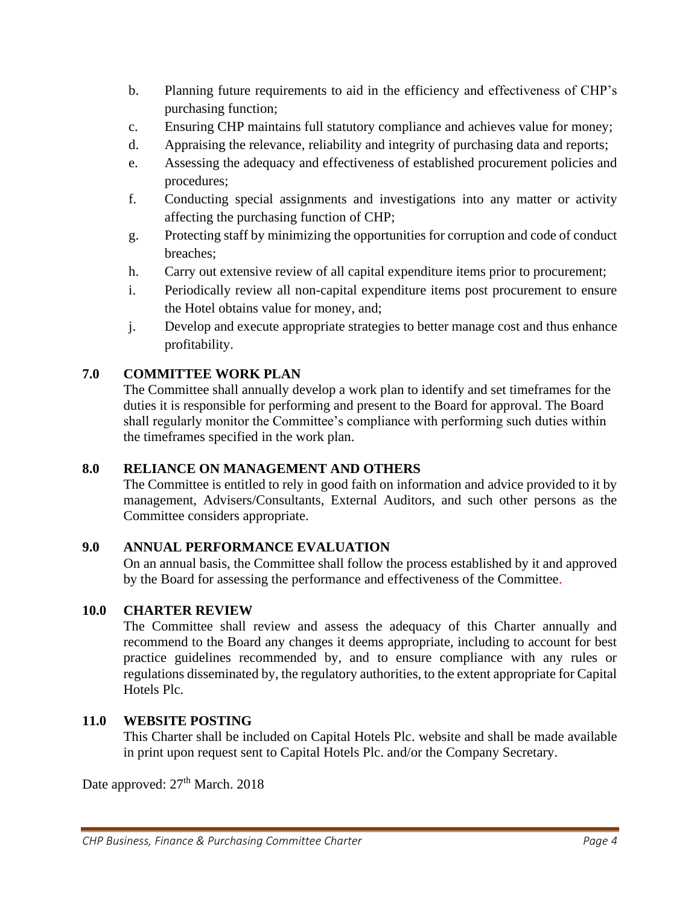b. Planning future requirements to aid in the efficiency and effectiveness of CHP's purchasing function;
c. Ensuring CHP maintains full statutory compliance and achieves value for money;
d. Appraising the relevance, reliability and integrity of purchasing data and reports;
e. Assessing the adequacy and effectiveness of established procurement policies and procedures;
f. Conducting special assignments and investigations into any matter or activity affecting the purchasing function of CHP;
g. Protecting staff by minimizing the opportunities for corruption and code of conduct breaches;
h. Carry out extensive review of all capital expenditure items prior to procurement;
i. Periodically review all non-capital expenditure items post procurement to ensure the Hotel obtains value for money, and;
j. Develop and execute appropriate strategies to better manage cost and thus enhance profitability.

## 7.0 COMMITTEE WORK PLAN

The Committee shall annually develop a work plan to identify and set timeframes for the duties it is responsible for performing and present to the Board for approval. The Board shall regularly monitor the Committee's compliance with performing such duties within the timeframes specified in the work plan.

## 8.0 RELIANCE ON MANAGEMENT AND OTHERS

The Committee is entitled to rely in good faith on information and advice provided to it by management, Advisers/Consultants, External Auditors, and such other persons as the Committee considers appropriate.

## 9.0 ANNUAL PERFORMANCE EVALUATION

On an annual basis, the Committee shall follow the process established by it and approved by the Board for assessing the performance and effectiveness of the Committee.

## 10.0 CHARTER REVIEW

The Committee shall review and assess the adequacy of this Charter annually and recommend to the Board any changes it deems appropriate, including to account for best practice guidelines recommended by, and to ensure compliance with any rules or regulations disseminated by, the regulatory authorities, to the extent appropriate for Capital Hotels Plc.

## 11.0 WEBSITE POSTING

This Charter shall be included on Capital Hotels Plc. website and shall be made available in print upon request sent to Capital Hotels Plc. and/or the Company Secretary.

Date approved: 27th March. 2018